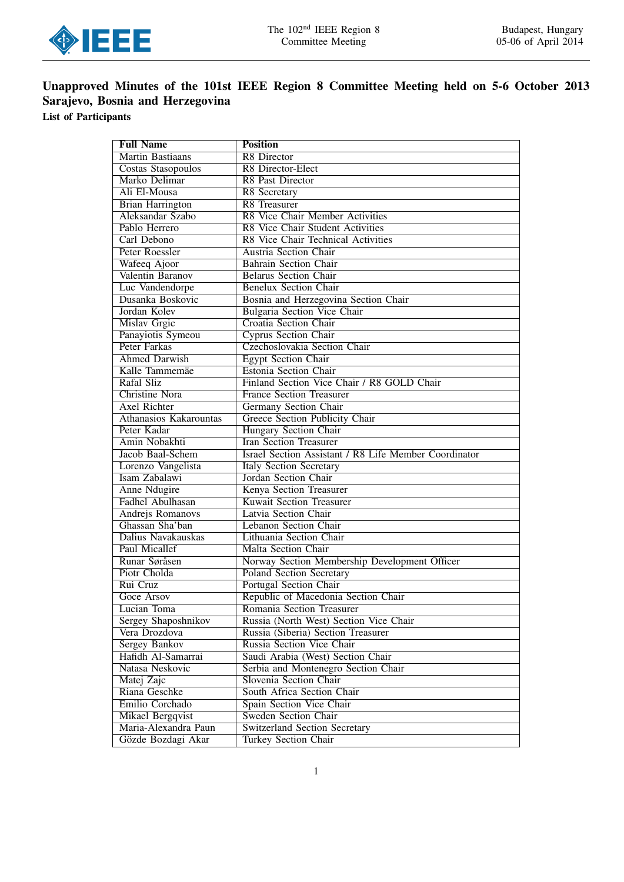## Unapproved Minutes of the 101st IEEE Region 8 Committee Meeting held on 5-6 October 2013 Sarajevo, Bosnia and Herzegovina

**List of Participants**

| Full Name | Position |
|---|---|
| Martin Bastiaans | R8 Director |
| Costas Stasopoulos | R8 Director-Elect |
| Marko Delimar | R8 Past Director |
| Ali El-Mousa | R8 Secretary |
| Brian Harrington | R8 Treasurer |
| Aleksandar Szabo | R8 Vice Chair Member Activities |
| Pablo Herrero | R8 Vice Chair Student Activities |
| Carl Debono | R8 Vice Chair Technical Activities |
| Peter Roessler | Austria Section Chair |
| Wafeeq Ajoor | Bahrain Section Chair |
| Valentin Baranov | Belarus Section Chair |
| Luc Vandendorpe | Benelux Section Chair |
| Dusanka Boskovic | Bosnia and Herzegovina Section Chair |
| Jordan Kolev | Bulgaria Section Vice Chair |
| Mislav Grgic | Croatia Section Chair |
| Panayiotis Symeou | Cyprus Section Chair |
| Peter Farkas | Czechoslovakia Section Chair |
| Ahmed Darwish | Egypt Section Chair |
| Kalle Tammemäe | Estonia Section Chair |
| Rafal Sliz | Finland Section Vice Chair / R8 GOLD Chair |
| Christine Nora | France Section Treasurer |
| Axel Richter | Germany Section Chair |
| Athanasios Kakarountas | Greece Section Publicity Chair |
| Peter Kadar | Hungary Section Chair |
| Amin Nobakhti | Iran Section Treasurer |
| Jacob Baal-Schem | Israel Section Assistant / R8 Life Member Coordinator |
| Lorenzo Vangelista | Italy Section Secretary |
| Isam Zabalawi | Jordan Section Chair |
| Anne Ndugire | Kenya Section Treasurer |
| Fadhel Abulhasan | Kuwait Section Treasurer |
| Andrejs Romanovs | Latvia Section Chair |
| Ghassan Sha'ban | Lebanon Section Chair |
| Dalius Navakauskas | Lithuania Section Chair |
| Paul Micallef | Malta Section Chair |
| Runar Søråsen | Norway Section Membership Development Officer |
| Piotr Cholda | Poland Section Secretary |
| Rui Cruz | Portugal Section Chair |
| Goce Arsov | Republic of Macedonia Section Chair |
| Lucian Toma | Romania Section Treasurer |
| Sergey Shaposhnikov | Russia (North West) Section Vice Chair |
| Vera Drozdova | Russia (Siberia) Section Treasurer |
| Sergey Bankov | Russia Section Vice Chair |
| Hafidh Al-Samarrai | Saudi Arabia (West) Section Chair |
| Natasa Neskovic | Serbia and Montenegro Section Chair |
| Matej Zajc | Slovenia Section Chair |
| Riana Geschke | South Africa Section Chair |
| Emilio Corchado | Spain Section Vice Chair |
| Mikael Bergqvist | Sweden Section Chair |
| Maria-Alexandra Paun | Switzerland Section Secretary |
| Gözde Bozdagi Akar | Turkey Section Chair |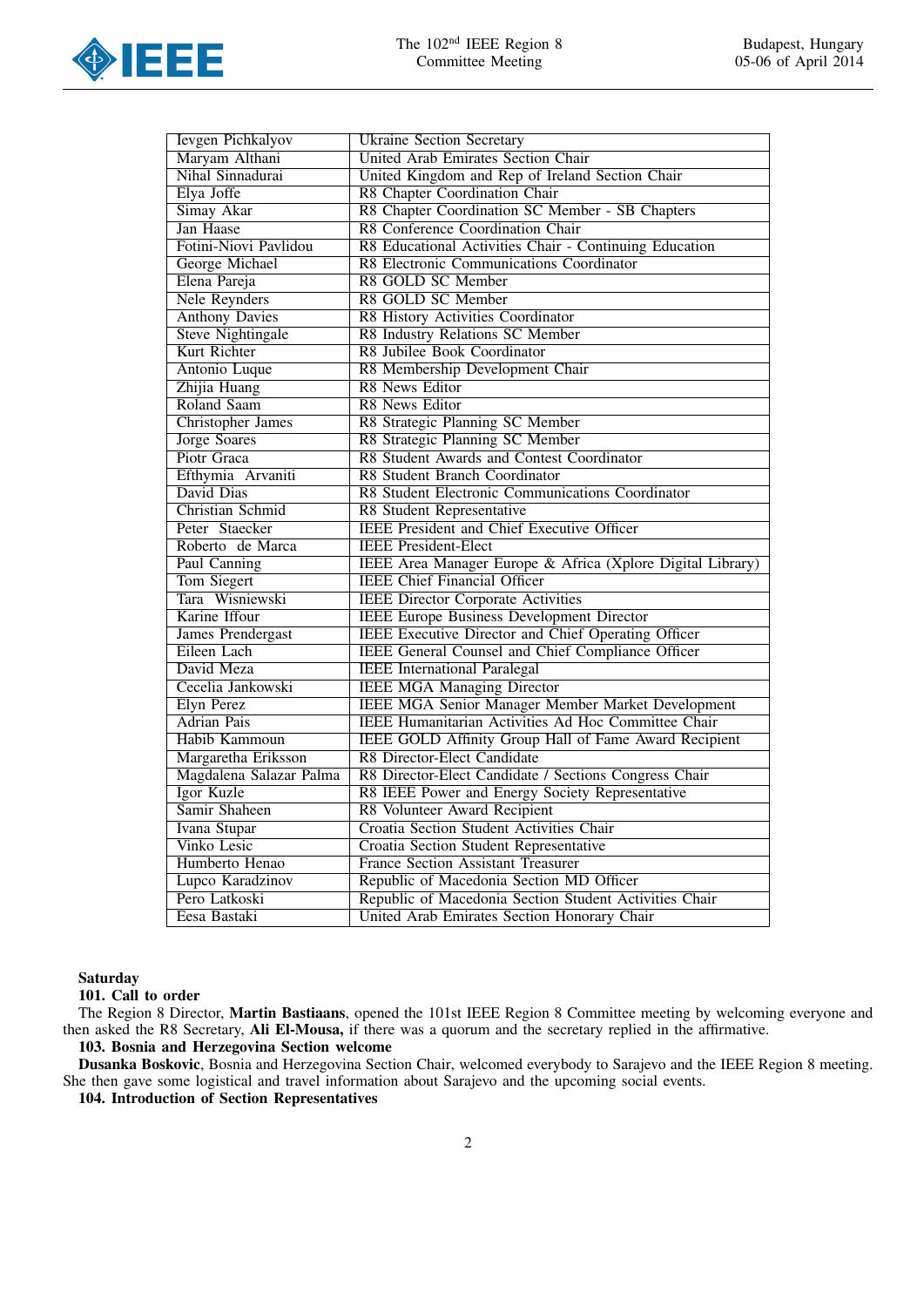| Ievgen Pichkalyov | Ukraine Section Secretary |
|---|---|
| Maryam Althani | United Arab Emirates Section Chair |
| Nihal Sinnadurai | United Kingdom and Rep of Ireland Section Chair |
| Elya Joffe | R8 Chapter Coordination Chair |
| Simay Akar | R8 Chapter Coordination SC Member - SB Chapters |
| Jan Haase | R8 Conference Coordination Chair |
| Fotini-Niovi Pavlidou | R8 Educational Activities Chair - Continuing Education |
| George Michael | R8 Electronic Communications Coordinator |
| Elena Pareja | R8 GOLD SC Member |
| Nele Reynders | R8 GOLD SC Member |
| Anthony Davies | R8 History Activities Coordinator |
| Steve Nightingale | R8 Industry Relations SC Member |
| Kurt Richter | R8 Jubilee Book Coordinator |
| Antonio Luque | R8 Membership Development Chair |
| Zhijia Huang | R8 News Editor |
| Roland Saam | R8 News Editor |
| Christopher James | R8 Strategic Planning SC Member |
| Jorge Soares | R8 Strategic Planning SC Member |
| Piotr Graca | R8 Student Awards and Contest Coordinator |
| Efthymia Arvaniti | R8 Student Branch Coordinator |
| David Dias | R8 Student Electronic Communications Coordinator |
| Christian Schmid | R8 Student Representative |
| Peter Staecker | IEEE President and Chief Executive Officer |
| Roberto de Marca | IEEE President-Elect |
| Paul Canning | IEEE Area Manager Europe & Africa (Xplore Digital Library) |
| Tom Siegert | IEEE Chief Financial Officer |
| Tara Wisniewski | IEEE Director Corporate Activities |
| Karine Iffour | IEEE Europe Business Development Director |
| James Prendergast | IEEE Executive Director and Chief Operating Officer |
| Eileen Lach | IEEE General Counsel and Chief Compliance Officer |
| David Meza | IEEE International Paralegal |
| Cecelia Jankowski | IEEE MGA Managing Director |
| Elyn Perez | IEEE MGA Senior Manager Member Market Development |
| Adrian Pais | IEEE Humanitarian Activities Ad Hoc Committee Chair |
| Habib Kammoun | IEEE GOLD Affinity Group Hall of Fame Award Recipient |
| Margaretha Eriksson | R8 Director-Elect Candidate |
| Magdalena Salazar Palma | R8 Director-Elect Candidate / Sections Congress Chair |
| Igor Kuzle | R8 IEEE Power and Energy Society Representative |
| Samir Shaheen | R8 Volunteer Award Recipient |
| Ivana Stupar | Croatia Section Student Activities Chair |
| Vinko Lesic | Croatia Section Student Representative |
| Humberto Henao | France Section Assistant Treasurer |
| Lupco Karadzinov | Republic of Macedonia Section MD Officer |
| Pero Latkoski | Republic of Macedonia Section Student Activities Chair |
| Eesa Bastaki | United Arab Emirates Section Honorary Chair |

**Saturday**

**101. Call to order**

The Region 8 Director, **Martin Bastiaans**, opened the 101st IEEE Region 8 Committee meeting by welcoming everyone and then asked the R8 Secretary, **Ali El-Mousa,** if there was a quorum and the secretary replied in the affirmative.

**103. Bosnia and Herzegovina Section welcome**

**Dusanka Boskovic**, Bosnia and Herzegovina Section Chair, welcomed everybody to Sarajevo and the IEEE Region 8 meeting. She then gave some logistical and travel information about Sarajevo and the upcoming social events.

**104. Introduction of Section Representatives**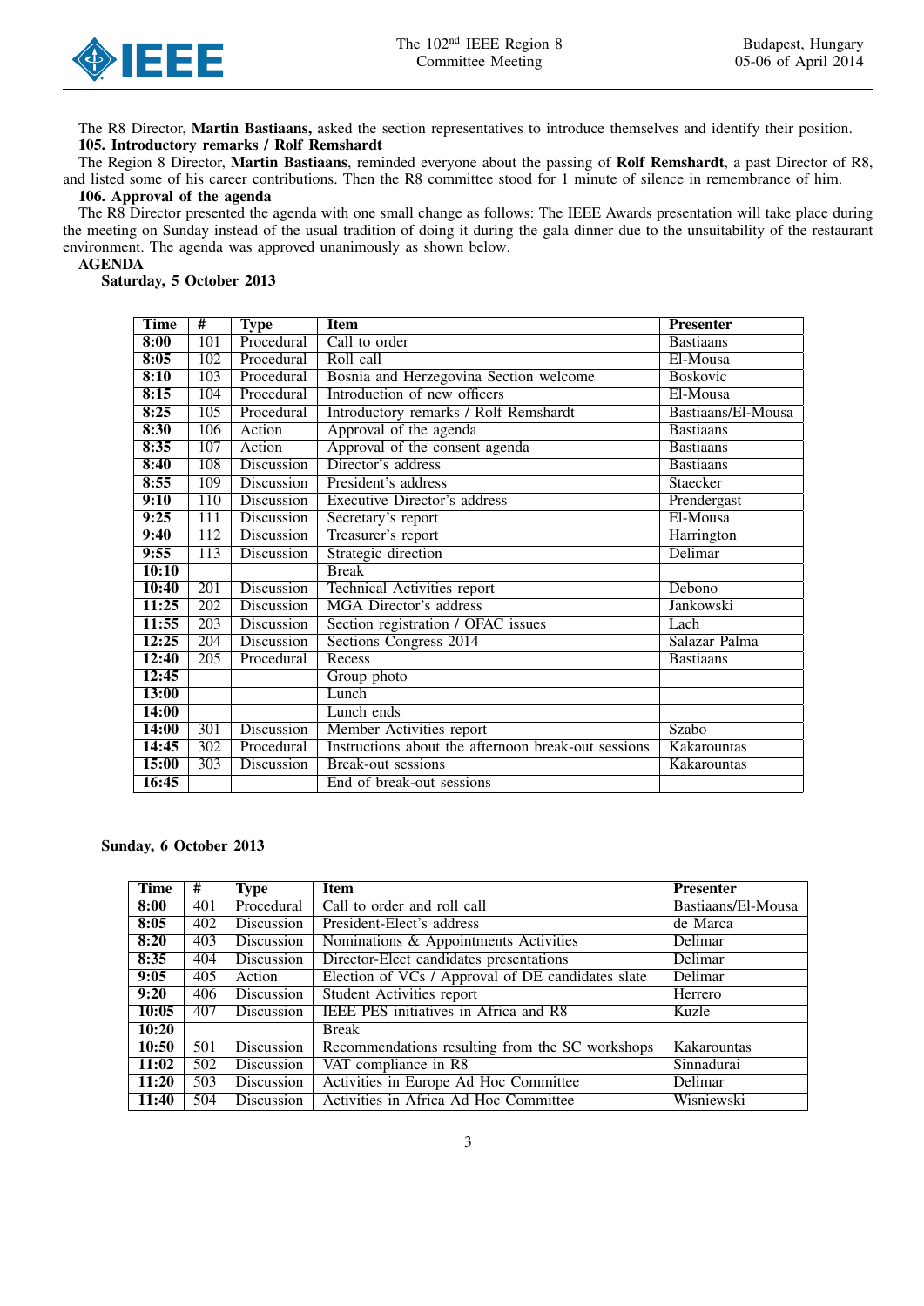The R8 Director, **Martin Bastiaans,** asked the section representatives to introduce themselves and identify their position.

**105. Introductory remarks / Rolf Remshardt**

The Region 8 Director, **Martin Bastiaans**, reminded everyone about the passing of **Rolf Remshardt**, a past Director of R8, and listed some of his career contributions. Then the R8 committee stood for 1 minute of silence in remembrance of him.

**106. Approval of the agenda**

The R8 Director presented the agenda with one small change as follows: The IEEE Awards presentation will take place during the meeting on Sunday instead of the usual tradition of doing it during the gala dinner due to the unsuitability of the restaurant environment. The agenda was approved unanimously as shown below.

**AGENDA**

**Saturday, 5 October 2013**

| Time | # | Type | Item | Presenter |
|---|---|---|---|---|
| **8:00** | 101 | Procedural | Call to order | Bastiaans |
| **8:05** | 102 | Procedural | Roll call | El-Mousa |
| **8:10** | 103 | Procedural | Bosnia and Herzegovina Section welcome | Boskovic |
| **8:15** | 104 | Procedural | Introduction of new officers | El-Mousa |
| **8:25** | 105 | Procedural | Introductory remarks / Rolf Remshardt | Bastiaans/El-Mousa |
| **8:30** | 106 | Action | Approval of the agenda | Bastiaans |
| **8:35** | 107 | Action | Approval of the consent agenda | Bastiaans |
| **8:40** | 108 | Discussion | Director's address | Bastiaans |
| **8:55** | 109 | Discussion | President's address | Staecker |
| **9:10** | 110 | Discussion | Executive Director's address | Prendergast |
| **9:25** | 111 | Discussion | Secretary's report | El-Mousa |
| **9:40** | 112 | Discussion | Treasurer's report | Harrington |
| **9:55** | 113 | Discussion | Strategic direction | Delimar |
| **10:10** | | | Break | |
| **10:40** | 201 | Discussion | Technical Activities report | Debono |
| **11:25** | 202 | Discussion | MGA Director's address | Jankowski |
| **11:55** | 203 | Discussion | Section registration / OFAC issues | Lach |
| **12:25** | 204 | Discussion | Sections Congress 2014 | Salazar Palma |
| **12:40** | 205 | Procedural | Recess | Bastiaans |
| **12:45** | | | Group photo | |
| **13:00** | | | Lunch | |
| **14:00** | | | Lunch ends | |
| **14:00** | 301 | Discussion | Member Activities report | Szabo |
| **14:45** | 302 | Procedural | Instructions about the afternoon break-out sessions | Kakarountas |
| **15:00** | 303 | Discussion | Break-out sessions | Kakarountas |
| **16:45** | | | End of break-out sessions | |

**Sunday, 6 October 2013**

| Time | # | Type | Item | Presenter |
|---|---|---|---|---|
| **8:00** | 401 | Procedural | Call to order and roll call | Bastiaans/El-Mousa |
| **8:05** | 402 | Discussion | President-Elect's address | de Marca |
| **8:20** | 403 | Discussion | Nominations & Appointments Activities | Delimar |
| **8:35** | 404 | Discussion | Director-Elect candidates presentations | Delimar |
| **9:05** | 405 | Action | Election of VCs / Approval of DE candidates slate | Delimar |
| **9:20** | 406 | Discussion | Student Activities report | Herrero |
| **10:05** | 407 | Discussion | IEEE PES initiatives in Africa and R8 | Kuzle |
| **10:20** | | | Break | |
| **10:50** | 501 | Discussion | Recommendations resulting from the SC workshops | Kakarountas |
| **11:02** | 502 | Discussion | VAT compliance in R8 | Sinnadurai |
| **11:20** | 503 | Discussion | Activities in Europe Ad Hoc Committee | Delimar |
| **11:40** | 504 | Discussion | Activities in Africa Ad Hoc Committee | Wisniewski |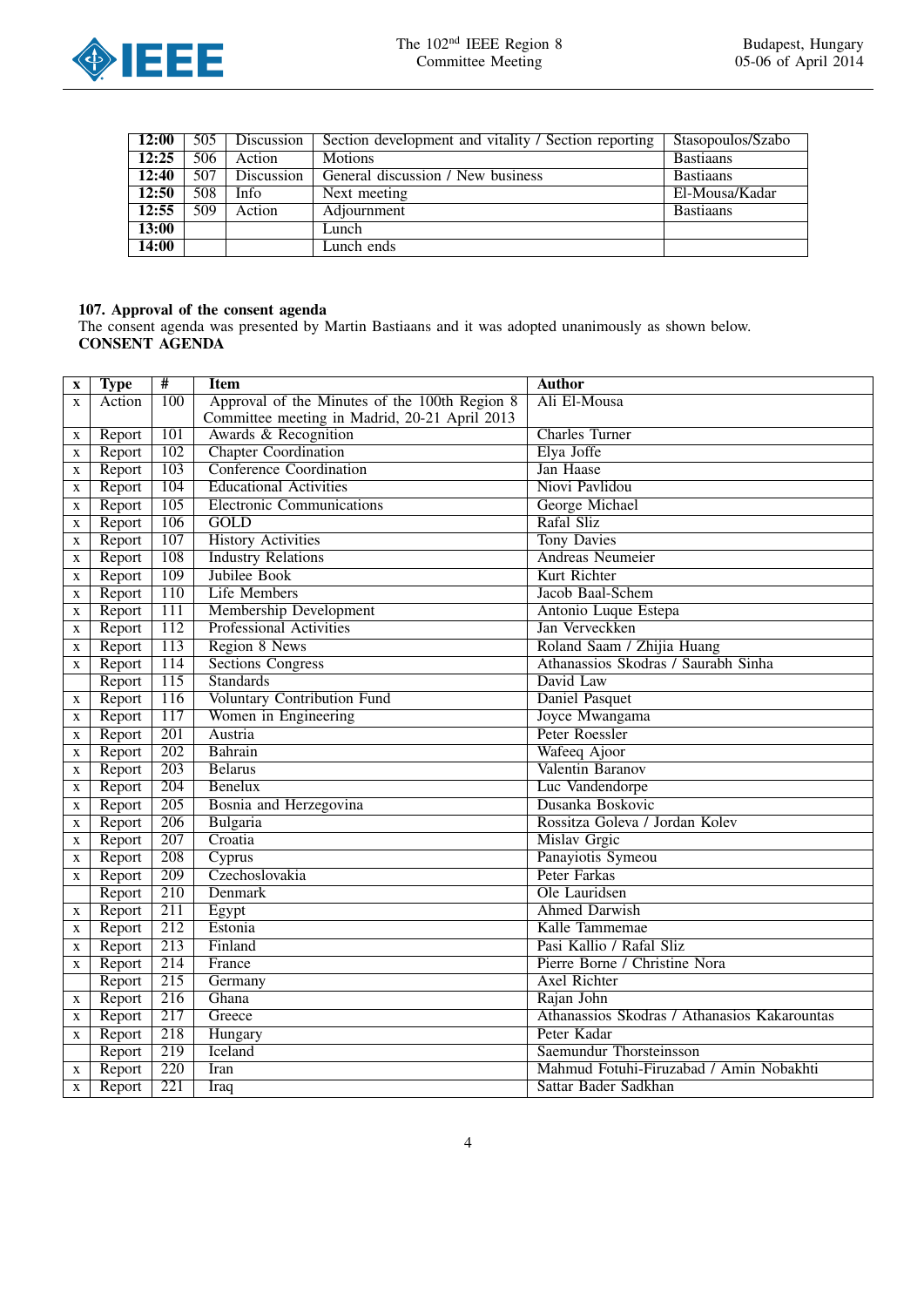| 12:00 | 505 | Discussion | Section development and vitality / Section reporting | Stasopoulos/Szabo |
|---|---|---|---|---|
| 12:25 | 506 | Action | Motions | Bastiaans |
| 12:40 | 507 | Discussion | General discussion / New business | Bastiaans |
| 12:50 | 508 | Info | Next meeting | El-Mousa/Kadar |
| 12:55 | 509 | Action | Adjournment | Bastiaans |
| 13:00 | | | Lunch | |
| 14:00 | | | Lunch ends | |

**107. Approval of the consent agenda**

The consent agenda was presented by Martin Bastiaans and it was adopted unanimously as shown below.

**CONSENT AGENDA**

| x | Type | # | Item | Author |
|---|---|---|---|---|
| x | Action | 100 | Approval of the Minutes of the 100th Region 8 Committee meeting in Madrid, 20-21 April 2013 | Ali El-Mousa |
| x | Report | 101 | Awards & Recognition | Charles Turner |
| x | Report | 102 | Chapter Coordination | Elya Joffe |
| x | Report | 103 | Conference Coordination | Jan Haase |
| x | Report | 104 | Educational Activities | Niovi Pavlidou |
| x | Report | 105 | Electronic Communications | George Michael |
| x | Report | 106 | GOLD | Rafal Sliz |
| x | Report | 107 | History Activities | Tony Davies |
| x | Report | 108 | Industry Relations | Andreas Neumeier |
| x | Report | 109 | Jubilee Book | Kurt Richter |
| x | Report | 110 | Life Members | Jacob Baal-Schem |
| x | Report | 111 | Membership Development | Antonio Luque Estepa |
| x | Report | 112 | Professional Activities | Jan Verveckken |
| x | Report | 113 | Region 8 News | Roland Saam / Zhijia Huang |
| x | Report | 114 | Sections Congress | Athanassios Skodras / Saurabh Sinha |
| | Report | 115 | Standards | David Law |
| x | Report | 116 | Voluntary Contribution Fund | Daniel Pasquet |
| x | Report | 117 | Women in Engineering | Joyce Mwangama |
| x | Report | 201 | Austria | Peter Roessler |
| x | Report | 202 | Bahrain | Wafeeq Ajoor |
| x | Report | 203 | Belarus | Valentin Baranov |
| x | Report | 204 | Benelux | Luc Vandendorpe |
| x | Report | 205 | Bosnia and Herzegovina | Dusanka Boskovic |
| x | Report | 206 | Bulgaria | Rossitza Goleva / Jordan Kolev |
| x | Report | 207 | Croatia | Mislav Grgic |
| x | Report | 208 | Cyprus | Panayiotis Symeou |
| x | Report | 209 | Czechoslovakia | Peter Farkas |
| | Report | 210 | Denmark | Ole Lauridsen |
| x | Report | 211 | Egypt | Ahmed Darwish |
| x | Report | 212 | Estonia | Kalle Tammemae |
| x | Report | 213 | Finland | Pasi Kallio / Rafal Sliz |
| x | Report | 214 | France | Pierre Borne / Christine Nora |
| | Report | 215 | Germany | Axel Richter |
| x | Report | 216 | Ghana | Rajan John |
| x | Report | 217 | Greece | Athanassios Skodras / Athanasios Kakarountas |
| x | Report | 218 | Hungary | Peter Kadar |
| | Report | 219 | Iceland | Saemundur Thorsteinsson |
| x | Report | 220 | Iran | Mahmud Fotuhi-Firuzabad / Amin Nobakhti |
| x | Report | 221 | Iraq | Sattar Bader Sadkhan |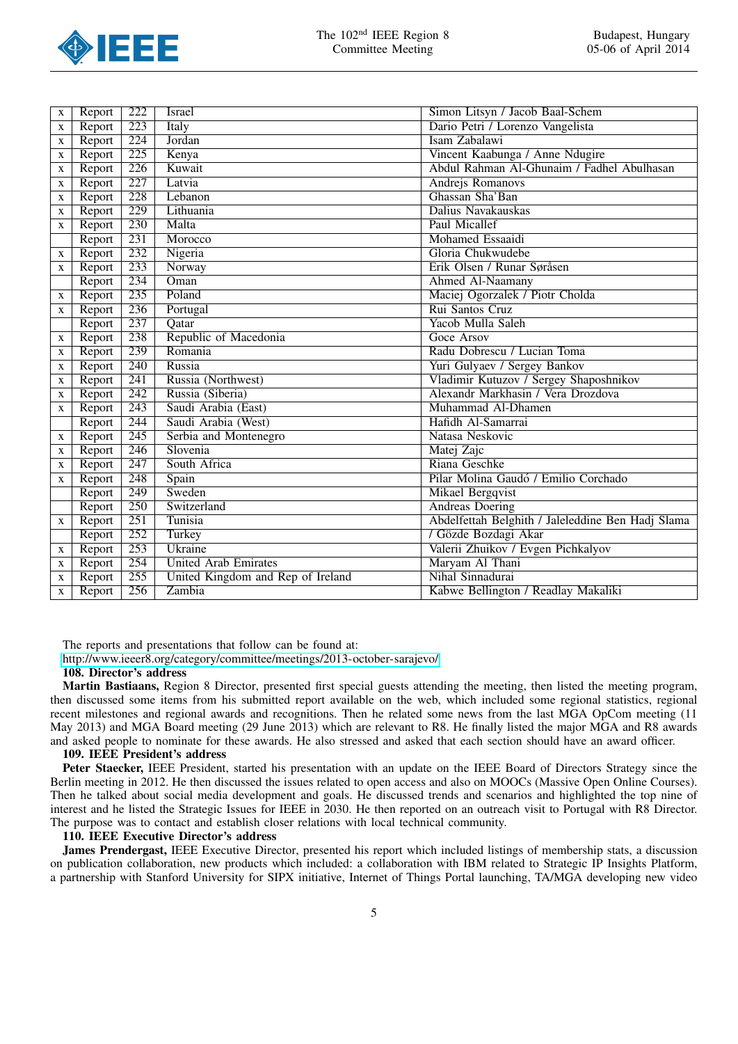| | | | | |
|---|---|---|---|---|
| x | Report | 222 | Israel | Simon Litsyn / Jacob Baal-Schem |
| x | Report | 223 | Italy | Dario Petri / Lorenzo Vangelista |
| x | Report | 224 | Jordan | Isam Zabalawi |
| x | Report | 225 | Kenya | Vincent Kaabunga / Anne Ndugire |
| x | Report | 226 | Kuwait | Abdul Rahman Al-Ghunaim / Fadhel Abulhasan |
| x | Report | 227 | Latvia | Andrejs Romanovs |
| x | Report | 228 | Lebanon | Ghassan Sha'Ban |
| x | Report | 229 | Lithuania | Dalius Navakauskas |
| x | Report | 230 | Malta | Paul Micallef |
| | Report | 231 | Morocco | Mohamed Essaaidi |
| x | Report | 232 | Nigeria | Gloria Chukwudebe |
| x | Report | 233 | Norway | Erik Olsen / Runar Søråsen |
| | Report | 234 | Oman | Ahmed Al-Naamany |
| x | Report | 235 | Poland | Maciej Ogorzalek / Piotr Cholda |
| x | Report | 236 | Portugal | Rui Santos Cruz |
| | Report | 237 | Qatar | Yacob Mulla Saleh |
| x | Report | 238 | Republic of Macedonia | Goce Arsov |
| x | Report | 239 | Romania | Radu Dobrescu / Lucian Toma |
| x | Report | 240 | Russia | Yuri Gulyaev / Sergey Bankov |
| x | Report | 241 | Russia (Northwest) | Vladimir Kutuzov / Sergey Shaposhnikov |
| x | Report | 242 | Russia (Siberia) | Alexandr Markhasin / Vera Drozdova |
| x | Report | 243 | Saudi Arabia (East) | Muhammad Al-Dhamen |
| | Report | 244 | Saudi Arabia (West) | Hafidh Al-Samarrai |
| x | Report | 245 | Serbia and Montenegro | Natasa Neskovic |
| x | Report | 246 | Slovenia | Matej Zajc |
| x | Report | 247 | South Africa | Riana Geschke |
| x | Report | 248 | Spain | Pilar Molina Gaudó / Emilio Corchado |
| | Report | 249 | Sweden | Mikael Bergqvist |
| | Report | 250 | Switzerland | Andreas Doering |
| x | Report | 251 | Tunisia | Abdelfettah Belghith / Jaleleddine Ben Hadj Slama |
| | Report | 252 | Turkey | / Gözde Bozdagi Akar |
| x | Report | 253 | Ukraine | Valerii Zhuikov / Evgen Pichkalyov |
| x | Report | 254 | United Arab Emirates | Maryam Al Thani |
| x | Report | 255 | United Kingdom and Rep of Ireland | Nihal Sinnadurai |
| x | Report | 256 | Zambia | Kabwe Bellington / Readlay Makaliki |

The reports and presentations that follow can be found at:
http://www.ieeer8.org/category/committee/meetings/2013-october-sarajevo/

**108. Director's address**

**Martin Bastiaans,** Region 8 Director, presented first special guests attending the meeting, then listed the meeting program, then discussed some items from his submitted report available on the web, which included some regional statistics, regional recent milestones and regional awards and recognitions. Then he related some news from the last MGA OpCom meeting (11 May 2013) and MGA Board meeting (29 June 2013) which are relevant to R8. He finally listed the major MGA and R8 awards and asked people to nominate for these awards. He also stressed and asked that each section should have an award officer.

**109. IEEE President's address**

**Peter Staecker,** IEEE President, started his presentation with an update on the IEEE Board of Directors Strategy since the Berlin meeting in 2012. He then discussed the issues related to open access and also on MOOCs (Massive Open Online Courses). Then he talked about social media development and goals. He discussed trends and scenarios and highlighted the top nine of interest and he listed the Strategic Issues for IEEE in 2030. He then reported on an outreach visit to Portugal with R8 Director. The purpose was to contact and establish closer relations with local technical community.

**110. IEEE Executive Director's address**

**James Prendergast,** IEEE Executive Director, presented his report which included listings of membership stats, a discussion on publication collaboration, new products which included: a collaboration with IBM related to Strategic IP Insights Platform, a partnership with Stanford University for SIPX initiative, Internet of Things Portal launching, TA/MGA developing new video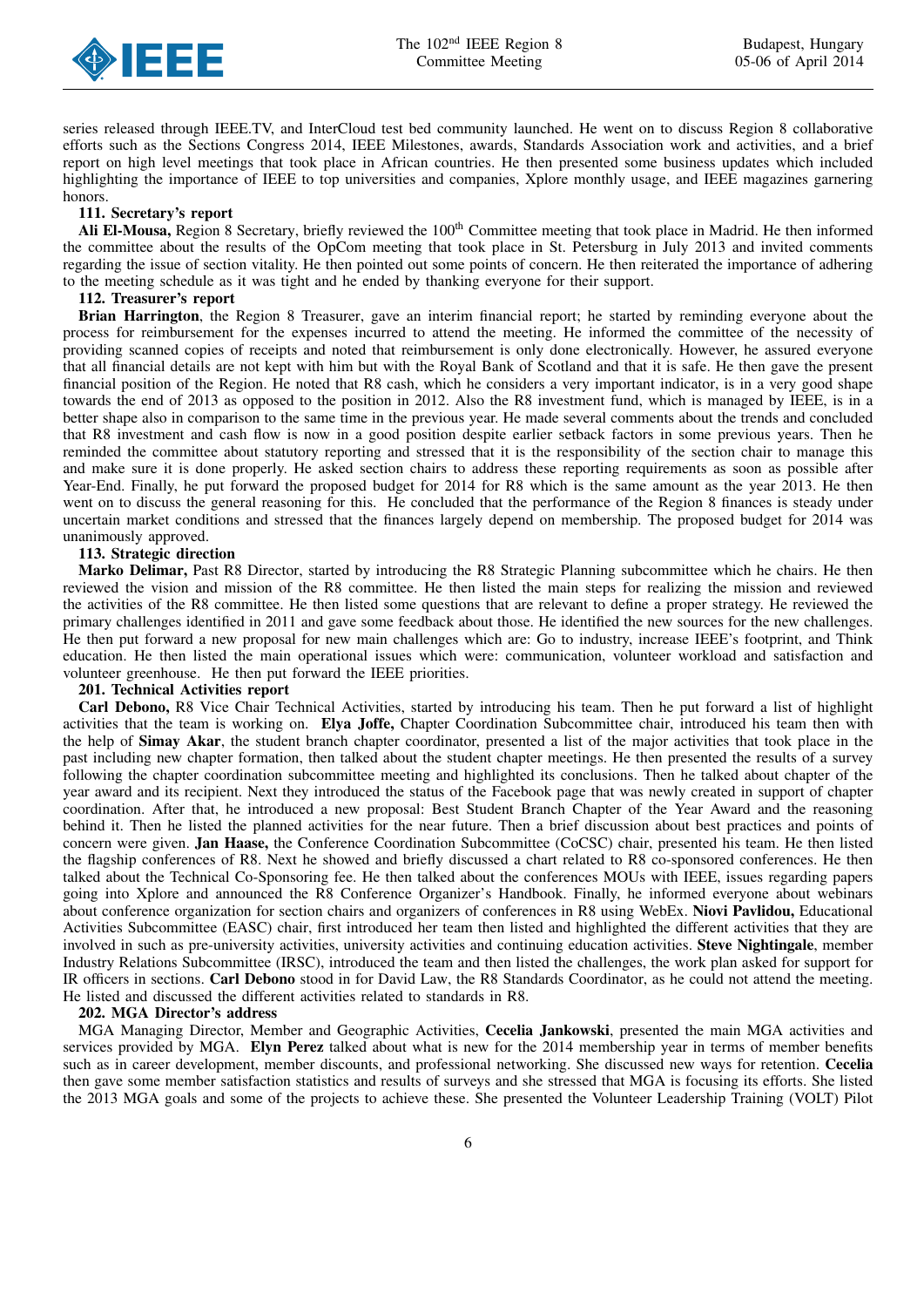series released through IEEE.TV, and InterCloud test bed community launched. He went on to discuss Region 8 collaborative efforts such as the Sections Congress 2014, IEEE Milestones, awards, Standards Association work and activities, and a brief report on high level meetings that took place in African countries. He then presented some business updates which included highlighting the importance of IEEE to top universities and companies, Xplore monthly usage, and IEEE magazines garnering honors.

**111. Secretary's report**

**Ali El-Mousa,** Region 8 Secretary, briefly reviewed the 100th Committee meeting that took place in Madrid. He then informed the committee about the results of the OpCom meeting that took place in St. Petersburg in July 2013 and invited comments regarding the issue of section vitality. He then pointed out some points of concern. He then reiterated the importance of adhering to the meeting schedule as it was tight and he ended by thanking everyone for their support.

**112. Treasurer's report**

**Brian Harrington**, the Region 8 Treasurer, gave an interim financial report; he started by reminding everyone about the process for reimbursement for the expenses incurred to attend the meeting. He informed the committee of the necessity of providing scanned copies of receipts and noted that reimbursement is only done electronically. However, he assured everyone that all financial details are not kept with him but with the Royal Bank of Scotland and that it is safe. He then gave the present financial position of the Region. He noted that R8 cash, which he considers a very important indicator, is in a very good shape towards the end of 2013 as opposed to the position in 2012. Also the R8 investment fund, which is managed by IEEE, is in a better shape also in comparison to the same time in the previous year. He made several comments about the trends and concluded that R8 investment and cash flow is now in a good position despite earlier setback factors in some previous years. Then he reminded the committee about statutory reporting and stressed that it is the responsibility of the section chair to manage this and make sure it is done properly. He asked section chairs to address these reporting requirements as soon as possible after Year-End. Finally, he put forward the proposed budget for 2014 for R8 which is the same amount as the year 2013. He then went on to discuss the general reasoning for this. He concluded that the performance of the Region 8 finances is steady under uncertain market conditions and stressed that the finances largely depend on membership. The proposed budget for 2014 was unanimously approved.

**113. Strategic direction**

**Marko Delimar,** Past R8 Director, started by introducing the R8 Strategic Planning subcommittee which he chairs. He then reviewed the vision and mission of the R8 committee. He then listed the main steps for realizing the mission and reviewed the activities of the R8 committee. He then listed some questions that are relevant to define a proper strategy. He reviewed the primary challenges identified in 2011 and gave some feedback about those. He identified the new sources for the new challenges. He then put forward a new proposal for new main challenges which are: Go to industry, increase IEEE's footprint, and Think education. He then listed the main operational issues which were: communication, volunteer workload and satisfaction and volunteer greenhouse. He then put forward the IEEE priorities.

**201. Technical Activities report**

**Carl Debono,** R8 Vice Chair Technical Activities, started by introducing his team. Then he put forward a list of highlight activities that the team is working on. **Elya Joffe,** Chapter Coordination Subcommittee chair, introduced his team then with the help of **Simay Akar**, the student branch chapter coordinator, presented a list of the major activities that took place in the past including new chapter formation, then talked about the student chapter meetings. He then presented the results of a survey following the chapter coordination subcommittee meeting and highlighted its conclusions. Then he talked about chapter of the year award and its recipient. Next they introduced the status of the Facebook page that was newly created in support of chapter coordination. After that, he introduced a new proposal: Best Student Branch Chapter of the Year Award and the reasoning behind it. Then he listed the planned activities for the near future. Then a brief discussion about best practices and points of concern were given. **Jan Haase,** the Conference Coordination Subcommittee (CoCSC) chair, presented his team. He then listed the flagship conferences of R8. Next he showed and briefly discussed a chart related to R8 co-sponsored conferences. He then talked about the Technical Co-Sponsoring fee. He then talked about the conferences MOUs with IEEE, issues regarding papers going into Xplore and announced the R8 Conference Organizer's Handbook. Finally, he informed everyone about webinars about conference organization for section chairs and organizers of conferences in R8 using WebEx. **Niovi Pavlidou,** Educational Activities Subcommittee (EASC) chair, first introduced her team then listed and highlighted the different activities that they are involved in such as pre-university activities, university activities and continuing education activities. **Steve Nightingale**, member Industry Relations Subcommittee (IRSC), introduced the team and then listed the challenges, the work plan asked for support for IR officers in sections. **Carl Debono** stood in for David Law, the R8 Standards Coordinator, as he could not attend the meeting. He listed and discussed the different activities related to standards in R8.

**202. MGA Director's address**

MGA Managing Director, Member and Geographic Activities, **Cecelia Jankowski**, presented the main MGA activities and services provided by MGA. **Elyn Perez** talked about what is new for the 2014 membership year in terms of member benefits such as in career development, member discounts, and professional networking. She discussed new ways for retention. **Cecelia** then gave some member satisfaction statistics and results of surveys and she stressed that MGA is focusing its efforts. She listed the 2013 MGA goals and some of the projects to achieve these. She presented the Volunteer Leadership Training (VOLT) Pilot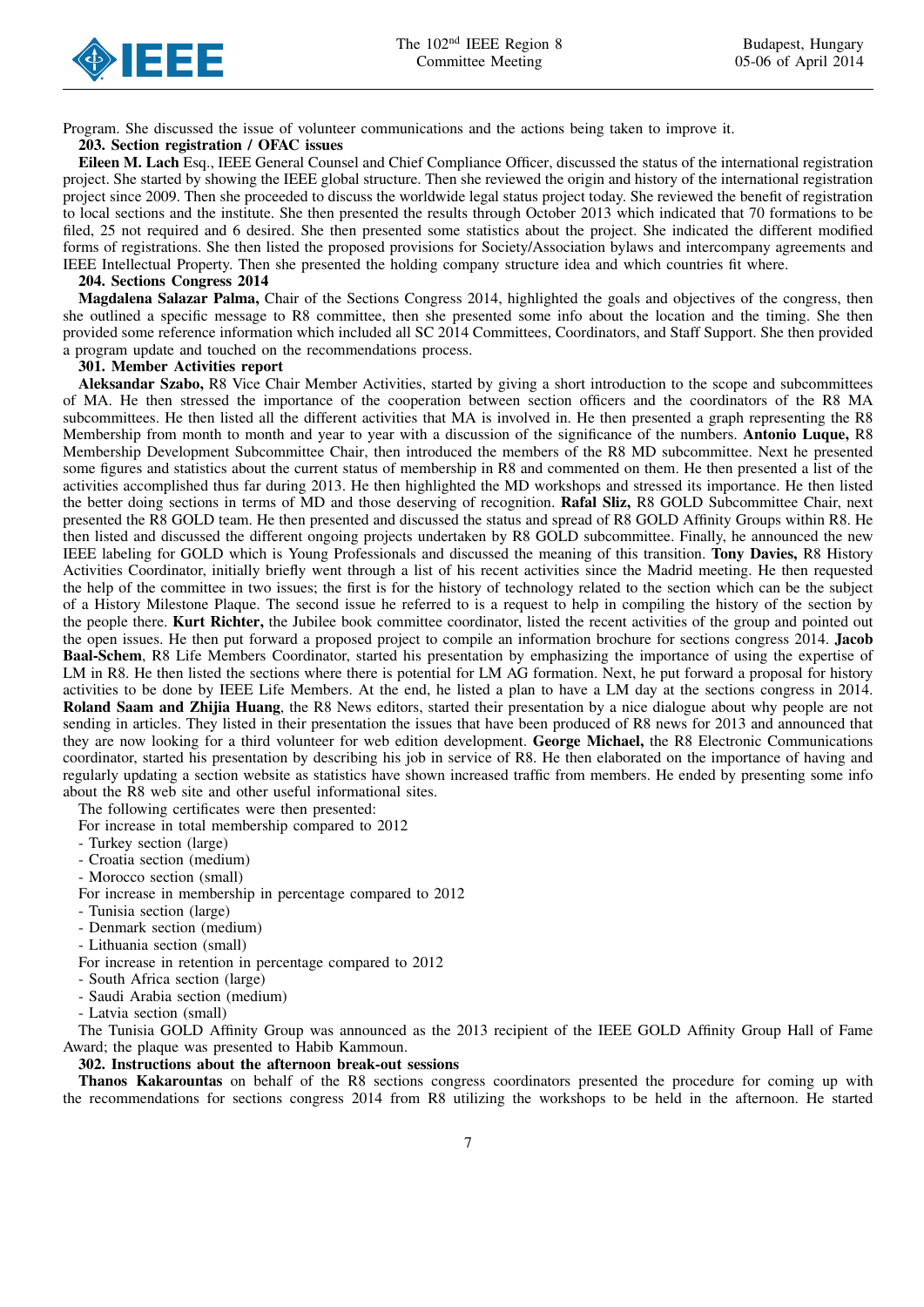Program. She discussed the issue of volunteer communications and the actions being taken to improve it.

**203. Section registration / OFAC issues**

**Eileen M. Lach** Esq., IEEE General Counsel and Chief Compliance Officer, discussed the status of the international registration project. She started by showing the IEEE global structure. Then she reviewed the origin and history of the international registration project since 2009. Then she proceeded to discuss the worldwide legal status project today. She reviewed the benefit of registration to local sections and the institute. She then presented the results through October 2013 which indicated that 70 formations to be filed, 25 not required and 6 desired. She then presented some statistics about the project. She indicated the different modified forms of registrations. She then listed the proposed provisions for Society/Association bylaws and intercompany agreements and IEEE Intellectual Property. Then she presented the holding company structure idea and which countries fit where.

**204. Sections Congress 2014**

**Magdalena Salazar Palma,** Chair of the Sections Congress 2014, highlighted the goals and objectives of the congress, then she outlined a specific message to R8 committee, then she presented some info about the location and the timing. She then provided some reference information which included all SC 2014 Committees, Coordinators, and Staff Support. She then provided a program update and touched on the recommendations process.

**301. Member Activities report**

**Aleksandar Szabo,** R8 Vice Chair Member Activities, started by giving a short introduction to the scope and subcommittees of MA. He then stressed the importance of the cooperation between section officers and the coordinators of the R8 MA subcommittees. He then listed all the different activities that MA is involved in. He then presented a graph representing the R8 Membership from month to month and year to year with a discussion of the significance of the numbers. **Antonio Luque,** R8 Membership Development Subcommittee Chair, then introduced the members of the R8 MD subcommittee. Next he presented some figures and statistics about the current status of membership in R8 and commented on them. He then presented a list of the activities accomplished thus far during 2013. He then highlighted the MD workshops and stressed its importance. He then listed the better doing sections in terms of MD and those deserving of recognition. **Rafal Sliz,** R8 GOLD Subcommittee Chair, next presented the R8 GOLD team. He then presented and discussed the status and spread of R8 GOLD Affinity Groups within R8. He then listed and discussed the different ongoing projects undertaken by R8 GOLD subcommittee. Finally, he announced the new IEEE labeling for GOLD which is Young Professionals and discussed the meaning of this transition. **Tony Davies,** R8 History Activities Coordinator, initially briefly went through a list of his recent activities since the Madrid meeting. He then requested the help of the committee in two issues; the first is for the history of technology related to the section which can be the subject of a History Milestone Plaque. The second issue he referred to is a request to help in compiling the history of the section by the people there. **Kurt Richter,** the Jubilee book committee coordinator, listed the recent activities of the group and pointed out the open issues. He then put forward a proposed project to compile an information brochure for sections congress 2014. **Jacob Baal-Schem**, R8 Life Members Coordinator, started his presentation by emphasizing the importance of using the expertise of LM in R8. He then listed the sections where there is potential for LM AG formation. Next, he put forward a proposal for history activities to be done by IEEE Life Members. At the end, he listed a plan to have a LM day at the sections congress in 2014. **Roland Saam and Zhijia Huang**, the R8 News editors, started their presentation by a nice dialogue about why people are not sending in articles. They listed in their presentation the issues that have been produced of R8 news for 2013 and announced that they are now looking for a third volunteer for web edition development. **George Michael,** the R8 Electronic Communications coordinator, started his presentation by describing his job in service of R8. He then elaborated on the importance of having and regularly updating a section website as statistics have shown increased traffic from members. He ended by presenting some info about the R8 web site and other useful informational sites.

The following certificates were then presented:

For increase in total membership compared to 2012

- Turkey section (large)
- Croatia section (medium)
- Morocco section (small)

For increase in membership in percentage compared to 2012

- Tunisia section (large)
- Denmark section (medium)
- Lithuania section (small)

For increase in retention in percentage compared to 2012

- South Africa section (large)
- Saudi Arabia section (medium)
- Latvia section (small)

The Tunisia GOLD Affinity Group was announced as the 2013 recipient of the IEEE GOLD Affinity Group Hall of Fame Award; the plaque was presented to Habib Kammoun.

**302. Instructions about the afternoon break-out sessions**

**Thanos Kakarountas** on behalf of the R8 sections congress coordinators presented the procedure for coming up with the recommendations for sections congress 2014 from R8 utilizing the workshops to be held in the afternoon. He started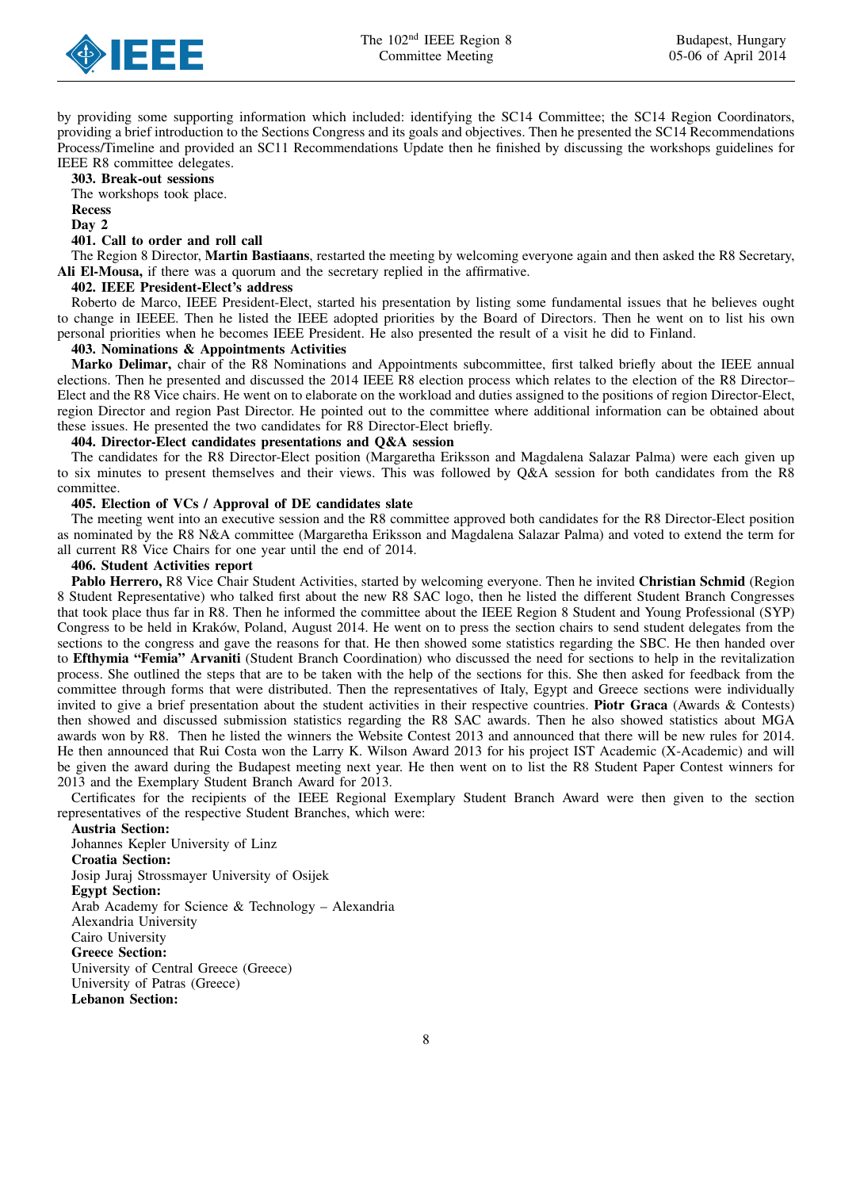by providing some supporting information which included: identifying the SC14 Committee; the SC14 Region Coordinators, providing a brief introduction to the Sections Congress and its goals and objectives. Then he presented the SC14 Recommendations Process/Timeline and provided an SC11 Recommendations Update then he finished by discussing the workshops guidelines for IEEE R8 committee delegates.

**303. Break-out sessions**

The workshops took place.

**Recess**

**Day 2**

**401. Call to order and roll call**

The Region 8 Director, **Martin Bastiaans**, restarted the meeting by welcoming everyone again and then asked the R8 Secretary, **Ali El-Mousa,** if there was a quorum and the secretary replied in the affirmative.

**402. IEEE President-Elect's address**

Roberto de Marco, IEEE President-Elect, started his presentation by listing some fundamental issues that he believes ought to change in IEEEE. Then he listed the IEEE adopted priorities by the Board of Directors. Then he went on to list his own personal priorities when he becomes IEEE President. He also presented the result of a visit he did to Finland.

**403. Nominations & Appointments Activities**

**Marko Delimar,** chair of the R8 Nominations and Appointments subcommittee, first talked briefly about the IEEE annual elections. Then he presented and discussed the 2014 IEEE R8 election process which relates to the election of the R8 Director–Elect and the R8 Vice chairs. He went on to elaborate on the workload and duties assigned to the positions of region Director-Elect, region Director and region Past Director. He pointed out to the committee where additional information can be obtained about these issues. He presented the two candidates for R8 Director-Elect briefly.

**404. Director-Elect candidates presentations and Q&A session**

The candidates for the R8 Director-Elect position (Margaretha Eriksson and Magdalena Salazar Palma) were each given up to six minutes to present themselves and their views. This was followed by Q&A session for both candidates from the R8 committee.

**405. Election of VCs / Approval of DE candidates slate**

The meeting went into an executive session and the R8 committee approved both candidates for the R8 Director-Elect position as nominated by the R8 N&A committee (Margaretha Eriksson and Magdalena Salazar Palma) and voted to extend the term for all current R8 Vice Chairs for one year until the end of 2014.

**406. Student Activities report**

**Pablo Herrero,** R8 Vice Chair Student Activities, started by welcoming everyone. Then he invited **Christian Schmid** (Region 8 Student Representative) who talked first about the new R8 SAC logo, then he listed the different Student Branch Congresses that took place thus far in R8. Then he informed the committee about the IEEE Region 8 Student and Young Professional (SYP) Congress to be held in Kraków, Poland, August 2014. He went on to press the section chairs to send student delegates from the sections to the congress and gave the reasons for that. He then showed some statistics regarding the SBC. He then handed over to **Efthymia "Femia" Arvaniti** (Student Branch Coordination) who discussed the need for sections to help in the revitalization process. She outlined the steps that are to be taken with the help of the sections for this. She then asked for feedback from the committee through forms that were distributed. Then the representatives of Italy, Egypt and Greece sections were individually invited to give a brief presentation about the student activities in their respective countries. **Piotr Graca** (Awards & Contests) then showed and discussed submission statistics regarding the R8 SAC awards. Then he also showed statistics about MGA awards won by R8. Then he listed the winners the Website Contest 2013 and announced that there will be new rules for 2014. He then announced that Rui Costa won the Larry K. Wilson Award 2013 for his project IST Academic (X-Academic) and will be given the award during the Budapest meeting next year. He then went on to list the R8 Student Paper Contest winners for 2013 and the Exemplary Student Branch Award for 2013.

Certificates for the recipients of the IEEE Regional Exemplary Student Branch Award were then given to the section representatives of the respective Student Branches, which were:

**Austria Section:**
Johannes Kepler University of Linz

**Croatia Section:**
Josip Juraj Strossmayer University of Osijek

**Egypt Section:**
Arab Academy for Science & Technology – Alexandria
Alexandria University
Cairo University

**Greece Section:**
University of Central Greece (Greece)
University of Patras (Greece)

**Lebanon Section:**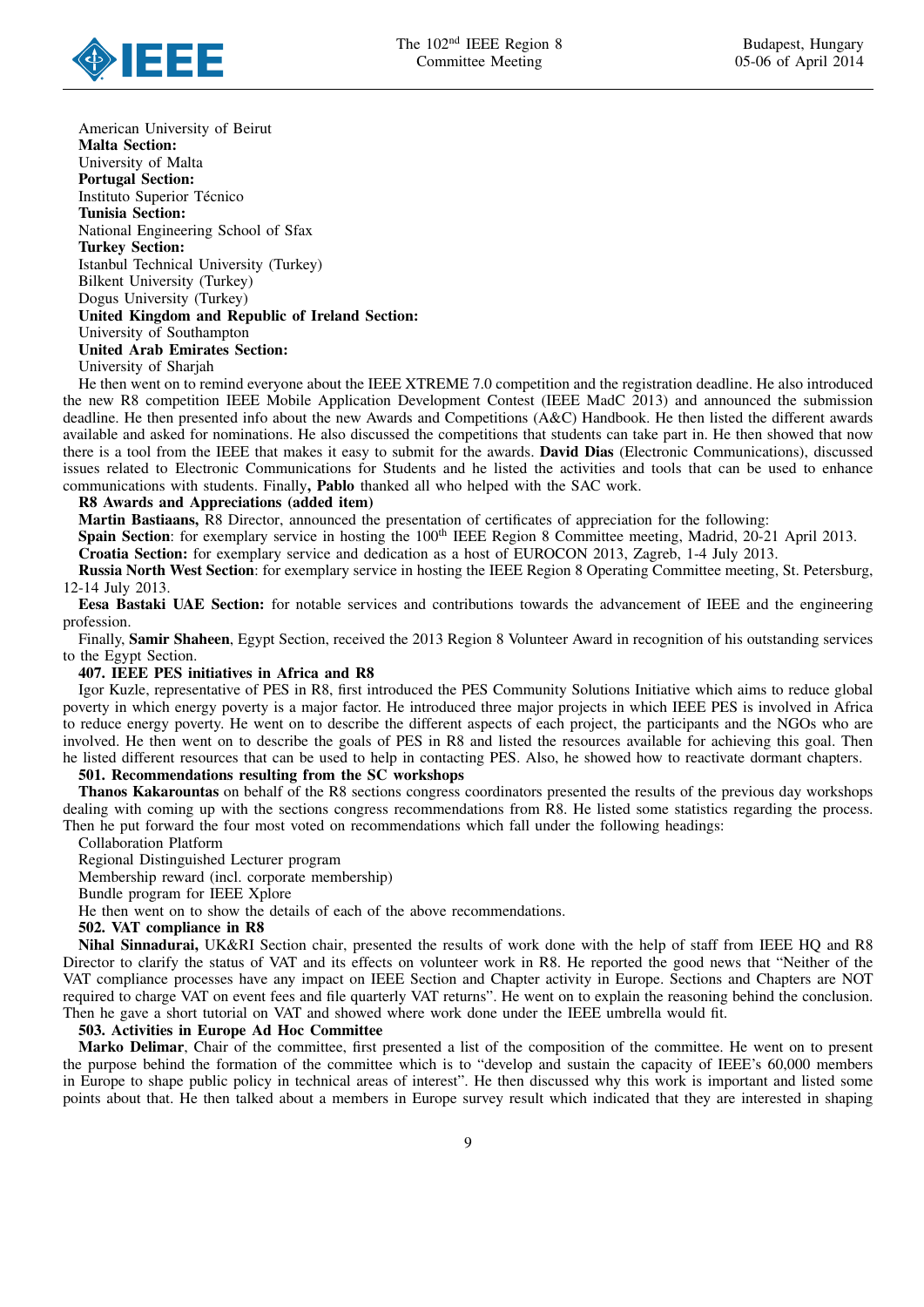American University of Beirut
**Malta Section:**
University of Malta
**Portugal Section:**
Instituto Superior Técnico
**Tunisia Section:**
National Engineering School of Sfax
**Turkey Section:**
Istanbul Technical University (Turkey)
Bilkent University (Turkey)
Dogus University (Turkey)
**United Kingdom and Republic of Ireland Section:**
University of Southampton
**United Arab Emirates Section:**
University of Sharjah

He then went on to remind everyone about the IEEE XTREME 7.0 competition and the registration deadline. He also introduced the new R8 competition IEEE Mobile Application Development Contest (IEEE MadC 2013) and announced the submission deadline. He then presented info about the new Awards and Competitions (A&C) Handbook. He then listed the different awards available and asked for nominations. He also discussed the competitions that students can take part in. He then showed that now there is a tool from the IEEE that makes it easy to submit for the awards. **David Dias** (Electronic Communications), discussed issues related to Electronic Communications for Students and he listed the activities and tools that can be used to enhance communications with students. Finally**, Pablo** thanked all who helped with the SAC work.

**R8 Awards and Appreciations (added item)**

**Martin Bastiaans,** R8 Director, announced the presentation of certificates of appreciation for the following:

**Spain Section**: for exemplary service in hosting the 100th IEEE Region 8 Committee meeting, Madrid, 20-21 April 2013.

**Croatia Section:** for exemplary service and dedication as a host of EUROCON 2013, Zagreb, 1-4 July 2013.

**Russia North West Section**: for exemplary service in hosting the IEEE Region 8 Operating Committee meeting, St. Petersburg, 12-14 July 2013.

**Eesa Bastaki UAE Section:** for notable services and contributions towards the advancement of IEEE and the engineering profession.

Finally, **Samir Shaheen**, Egypt Section, received the 2013 Region 8 Volunteer Award in recognition of his outstanding services to the Egypt Section.

**407. IEEE PES initiatives in Africa and R8**

Igor Kuzle, representative of PES in R8, first introduced the PES Community Solutions Initiative which aims to reduce global poverty in which energy poverty is a major factor. He introduced three major projects in which IEEE PES is involved in Africa to reduce energy poverty. He went on to describe the different aspects of each project, the participants and the NGOs who are involved. He then went on to describe the goals of PES in R8 and listed the resources available for achieving this goal. Then he listed different resources that can be used to help in contacting PES. Also, he showed how to reactivate dormant chapters.

**501. Recommendations resulting from the SC workshops**

**Thanos Kakarountas** on behalf of the R8 sections congress coordinators presented the results of the previous day workshops dealing with coming up with the sections congress recommendations from R8. He listed some statistics regarding the process. Then he put forward the four most voted on recommendations which fall under the following headings:

Collaboration Platform
Regional Distinguished Lecturer program
Membership reward (incl. corporate membership)
Bundle program for IEEE Xplore

He then went on to show the details of each of the above recommendations.

**502. VAT compliance in R8**

**Nihal Sinnadurai,** UK&RI Section chair, presented the results of work done with the help of staff from IEEE HQ and R8 Director to clarify the status of VAT and its effects on volunteer work in R8. He reported the good news that "Neither of the VAT compliance processes have any impact on IEEE Section and Chapter activity in Europe. Sections and Chapters are NOT required to charge VAT on event fees and file quarterly VAT returns". He went on to explain the reasoning behind the conclusion. Then he gave a short tutorial on VAT and showed where work done under the IEEE umbrella would fit.

**503. Activities in Europe Ad Hoc Committee**

**Marko Delimar**, Chair of the committee, first presented a list of the composition of the committee. He went on to present the purpose behind the formation of the committee which is to "develop and sustain the capacity of IEEE's 60,000 members in Europe to shape public policy in technical areas of interest". He then discussed why this work is important and listed some points about that. He then talked about a members in Europe survey result which indicated that they are interested in shaping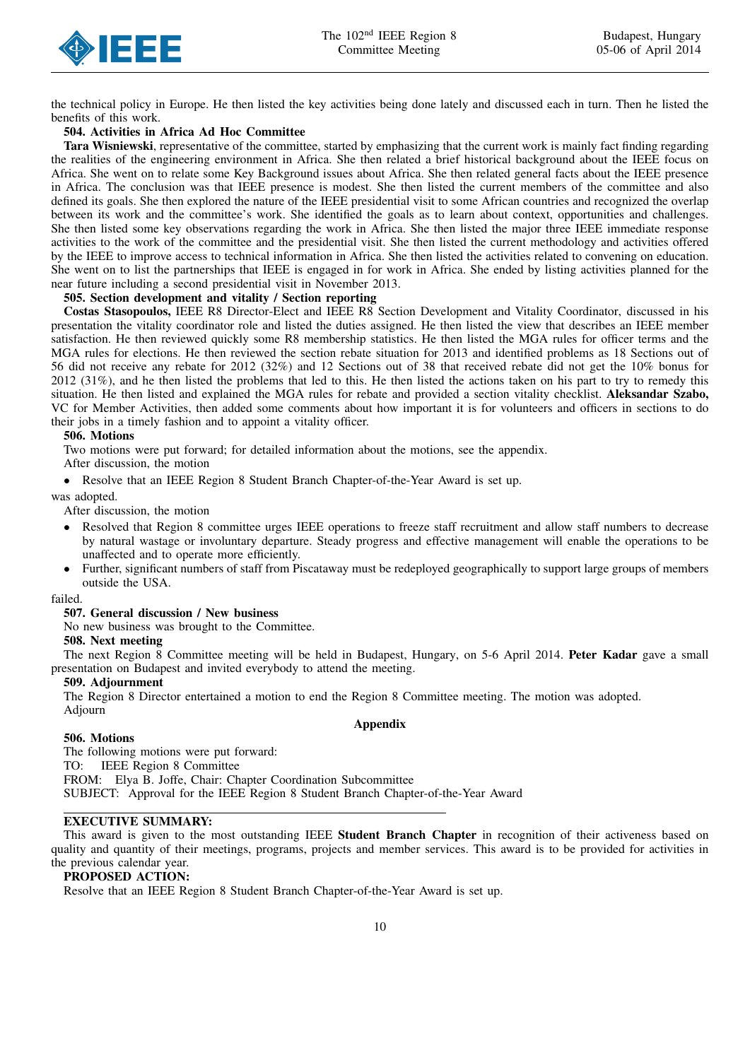the technical policy in Europe. He then listed the key activities being done lately and discussed each in turn. Then he listed the benefits of this work.

**504. Activities in Africa Ad Hoc Committee**

**Tara Wisniewski**, representative of the committee, started by emphasizing that the current work is mainly fact finding regarding the realities of the engineering environment in Africa. She then related a brief historical background about the IEEE focus on Africa. She went on to relate some Key Background issues about Africa. She then related general facts about the IEEE presence in Africa. The conclusion was that IEEE presence is modest. She then listed the current members of the committee and also defined its goals. She then explored the nature of the IEEE presidential visit to some African countries and recognized the overlap between its work and the committee's work. She identified the goals as to learn about context, opportunities and challenges. She then listed some key observations regarding the work in Africa. She then listed the major three IEEE immediate response activities to the work of the committee and the presidential visit. She then listed the current methodology and activities offered by the IEEE to improve access to technical information in Africa. She then listed the activities related to convening on education. She went on to list the partnerships that IEEE is engaged in for work in Africa. She ended by listing activities planned for the near future including a second presidential visit in November 2013.

**505. Section development and vitality / Section reporting**

**Costas Stasopoulos,** IEEE R8 Director-Elect and IEEE R8 Section Development and Vitality Coordinator, discussed in his presentation the vitality coordinator role and listed the duties assigned. He then listed the view that describes an IEEE member satisfaction. He then reviewed quickly some R8 membership statistics. He then listed the MGA rules for officer terms and the MGA rules for elections. He then reviewed the section rebate situation for 2013 and identified problems as 18 Sections out of 56 did not receive any rebate for 2012 (32%) and 12 Sections out of 38 that received rebate did not get the 10% bonus for 2012 (31%), and he then listed the problems that led to this. He then listed the actions taken on his part to try to remedy this situation. He then listed and explained the MGA rules for rebate and provided a section vitality checklist. **Aleksandar Szabo,** VC for Member Activities, then added some comments about how important it is for volunteers and officers in sections to do their jobs in a timely fashion and to appoint a vitality officer.

**506. Motions**

Two motions were put forward; for detailed information about the motions, see the appendix.

After discussion, the motion

- Resolve that an IEEE Region 8 Student Branch Chapter-of-the-Year Award is set up.

was adopted.

After discussion, the motion

- Resolved that Region 8 committee urges IEEE operations to freeze staff recruitment and allow staff numbers to decrease by natural wastage or involuntary departure. Steady progress and effective management will enable the operations to be unaffected and to operate more efficiently.
- Further, significant numbers of staff from Piscataway must be redeployed geographically to support large groups of members outside the USA.

failed.

**507. General discussion / New business**

No new business was brought to the Committee.

**508. Next meeting**

The next Region 8 Committee meeting will be held in Budapest, Hungary, on 5-6 April 2014. **Peter Kadar** gave a small presentation on Budapest and invited everybody to attend the meeting.

**509. Adjournment**

The Region 8 Director entertained a motion to end the Region 8 Committee meeting. The motion was adopted.

Adjourn

## Appendix

**506. Motions**

The following motions were put forward:

TO: IEEE Region 8 Committee

FROM: Elya B. Joffe, Chair: Chapter Coordination Subcommittee

SUBJECT: Approval for the IEEE Region 8 Student Branch Chapter-of-the-Year Award

---

**EXECUTIVE SUMMARY:**

This award is given to the most outstanding IEEE **Student Branch Chapter** in recognition of their activeness based on quality and quantity of their meetings, programs, projects and member services. This award is to be provided for activities in the previous calendar year.

**PROPOSED ACTION:**

Resolve that an IEEE Region 8 Student Branch Chapter-of-the-Year Award is set up.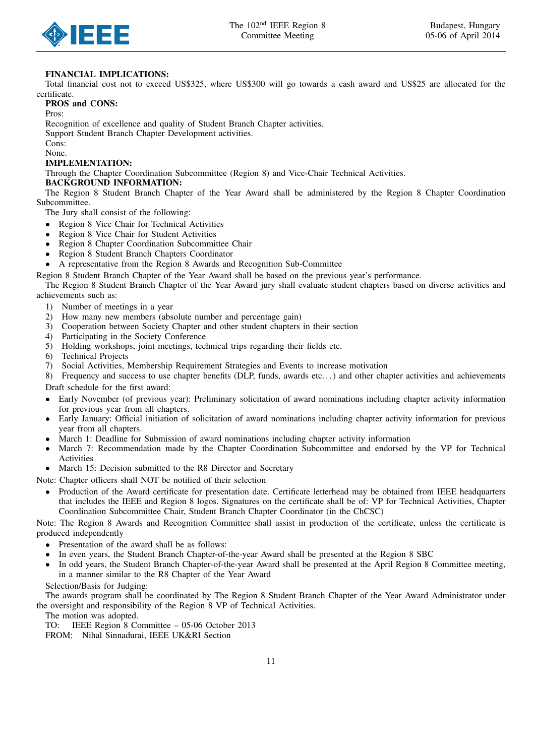**FINANCIAL IMPLICATIONS:**

Total financial cost not to exceed US$325, where US$300 will go towards a cash award and US$25 are allocated for the certificate.

**PROS and CONS:**

Pros:

Recognition of excellence and quality of Student Branch Chapter activities.

Support Student Branch Chapter Development activities.

Cons:

None.

**IMPLEMENTATION:**

Through the Chapter Coordination Subcommittee (Region 8) and Vice-Chair Technical Activities.

**BACKGROUND INFORMATION:**

The Region 8 Student Branch Chapter of the Year Award shall be administered by the Region 8 Chapter Coordination Subcommittee.

The Jury shall consist of the following:

- Region 8 Vice Chair for Technical Activities
- Region 8 Vice Chair for Student Activities
- Region 8 Chapter Coordination Subcommittee Chair
- Region 8 Student Branch Chapters Coordinator
- A representative from the Region 8 Awards and Recognition Sub-Committee

Region 8 Student Branch Chapter of the Year Award shall be based on the previous year's performance.

The Region 8 Student Branch Chapter of the Year Award jury shall evaluate student chapters based on diverse activities and achievements such as:

1) Number of meetings in a year
2) How many new members (absolute number and percentage gain)
3) Cooperation between Society Chapter and other student chapters in their section
4) Participating in the Society Conference
5) Holding workshops, joint meetings, technical trips regarding their fields etc.
6) Technical Projects
7) Social Activities, Membership Requirement Strategies and Events to increase motivation
8) Frequency and success to use chapter benefits (DLP, funds, awards etc. . . ) and other chapter activities and achievements

Draft schedule for the first award:

- Early November (of previous year): Preliminary solicitation of award nominations including chapter activity information for previous year from all chapters.
- Early January: Official initiation of solicitation of award nominations including chapter activity information for previous year from all chapters.
- March 1: Deadline for Submission of award nominations including chapter activity information
- March 7: Recommendation made by the Chapter Coordination Subcommittee and endorsed by the VP for Technical Activities
- March 15: Decision submitted to the R8 Director and Secretary

Note: Chapter officers shall NOT be notified of their selection

- Production of the Award certificate for presentation date. Certificate letterhead may be obtained from IEEE headquarters that includes the IEEE and Region 8 logos. Signatures on the certificate shall be of: VP for Technical Activities, Chapter Coordination Subcommittee Chair, Student Branch Chapter Coordinator (in the ChCSC)

Note: The Region 8 Awards and Recognition Committee shall assist in production of the certificate, unless the certificate is produced independently

- Presentation of the award shall be as follows:
- In even years, the Student Branch Chapter-of-the-year Award shall be presented at the Region 8 SBC
- In odd years, the Student Branch Chapter-of-the-year Award shall be presented at the April Region 8 Committee meeting, in a manner similar to the R8 Chapter of the Year Award

Selection/Basis for Judging:

The awards program shall be coordinated by The Region 8 Student Branch Chapter of the Year Award Administrator under the oversight and responsibility of the Region 8 VP of Technical Activities.

The motion was adopted.

TO: IEEE Region 8 Committee – 05-06 October 2013

FROM: Nihal Sinnadurai, IEEE UK&RI Section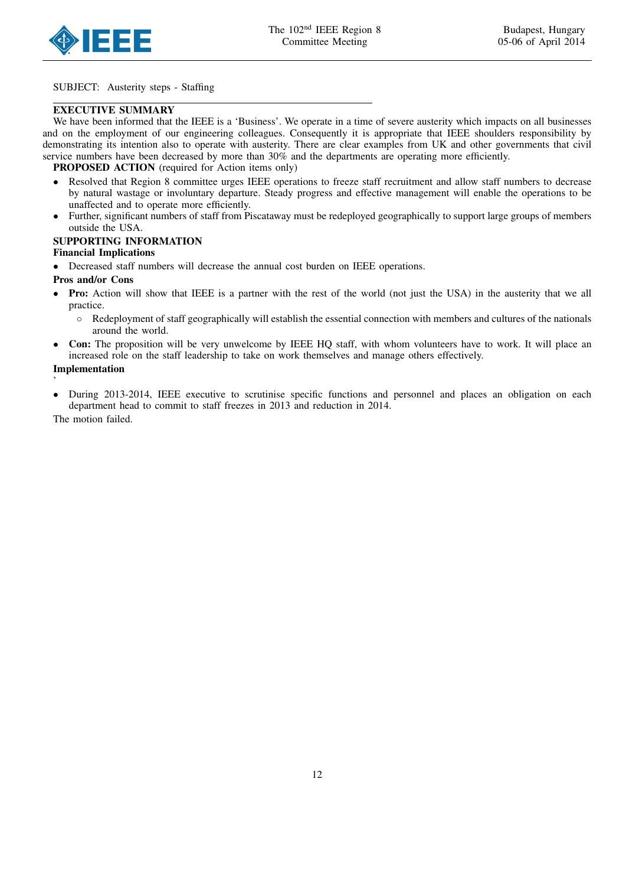SUBJECT: Austerity steps - Staffing

**EXECUTIVE SUMMARY**

We have been informed that the IEEE is a 'Business'. We operate in a time of severe austerity which impacts on all businesses and on the employment of our engineering colleagues. Consequently it is appropriate that IEEE shoulders responsibility by demonstrating its intention also to operate with austerity. There are clear examples from UK and other governments that civil service numbers have been decreased by more than 30% and the departments are operating more efficiently.

**PROPOSED ACTION** (required for Action items only)

- Resolved that Region 8 committee urges IEEE operations to freeze staff recruitment and allow staff numbers to decrease by natural wastage or involuntary departure. Steady progress and effective management will enable the operations to be unaffected and to operate more efficiently.
- Further, significant numbers of staff from Piscataway must be redeployed geographically to support large groups of members outside the USA.

**SUPPORTING INFORMATION**

**Financial Implications**

- Decreased staff numbers will decrease the annual cost burden on IEEE operations.

**Pros and/or Cons**

- **Pro:** Action will show that IEEE is a partner with the rest of the world (not just the USA) in the austerity that we all practice.
  - Redeployment of staff geographically will establish the essential connection with members and cultures of the nationals around the world.
- **Con:** The proposition will be very unwelcome by IEEE HQ staff, with whom volunteers have to work. It will place an increased role on the staff leadership to take on work themselves and manage others effectively.

**Implementation**

'

- During 2013-2014, IEEE executive to scrutinise specific functions and personnel and places an obligation on each department head to commit to staff freezes in 2013 and reduction in 2014.

The motion failed.